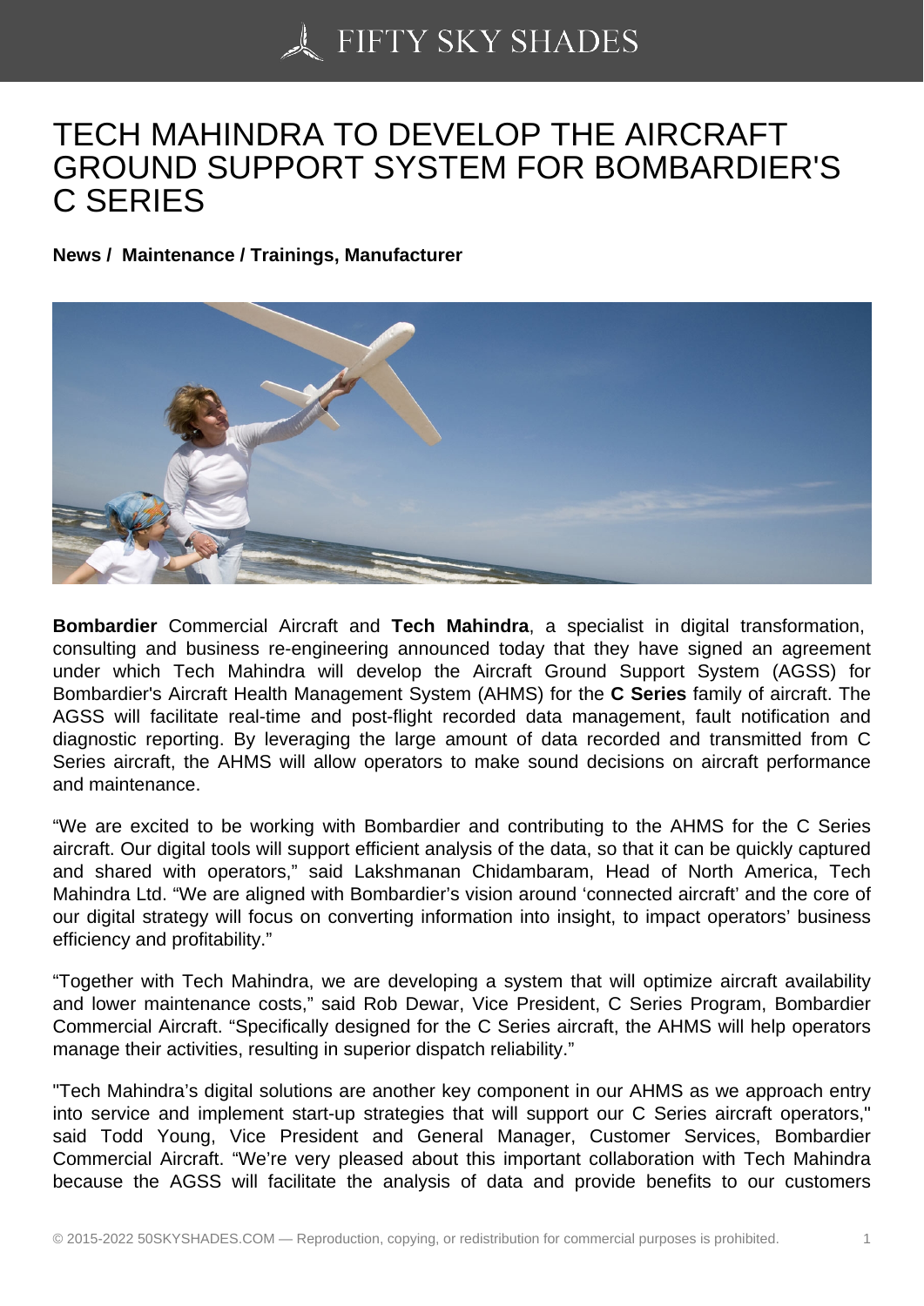# TECH MAHINDRA TO DEVELOP THE AIRCRAFT GROUND SUPPORT SYSTEM FOR BOMBARDIER'S C SERIES

**News / Maintenance / Trainings, Manufacturer**

**Bombardier** Commercial Aircraft and **Tech Mahindra**, a specialist in digital transformation, consulting and business re-engineering announced today that they have signed an agreement under which Tech Mahindra will develop the Aircraft Ground Support System (AGSS) for Bombardier's Aircraft Health Management System (AHMS) for the **C Series** family of aircraft. The AGSS will facilitate real-time and post-flight recorded data management, fault notification and diagnostic reporting. By leveraging the large amount of data recorded and transmitted from C Series aircraft, the AHMS will allow operators to make sound decisions on aircraft performance and maintenance.

"We are excited to be working with Bombardier and contributing to the AHMS for the C Series aircraft. Our digital tools will support efficient analysis of the data, so that it can be quickly captured and shared with operators," said Lakshmanan Chidambaram, Head of North America, Tech Mahindra Ltd. "We are aligned with Bombardier's vision around 'connected aircraft' and the core of our digital strategy will focus on converting information into insight, to impact operators' business efficiency and profitability."

"Together with Tech Mahindra, we are developing a system that will optimize aircraft availability and lower maintenance costs," said Rob Dewar, Vice President, C Series Program, Bombardier Commercial Aircraft. "Specifically designed for the C Series aircraft, the AHMS will help operators manage their activities, resulting in superior dispatch reliability."

"Tech Mahindra's digital solutions are another key component in our AHMS as we approach entry into service and implement start-up strategies that will support our C Series aircraft operators," said Todd Young, Vice President and General Manager, Customer Services, Bombardier Commercial Aircraft. "We're very pleased about this important collaboration with Tech Mahindra because the AGSS will facilitate the analysis of data and provide benefits to our customers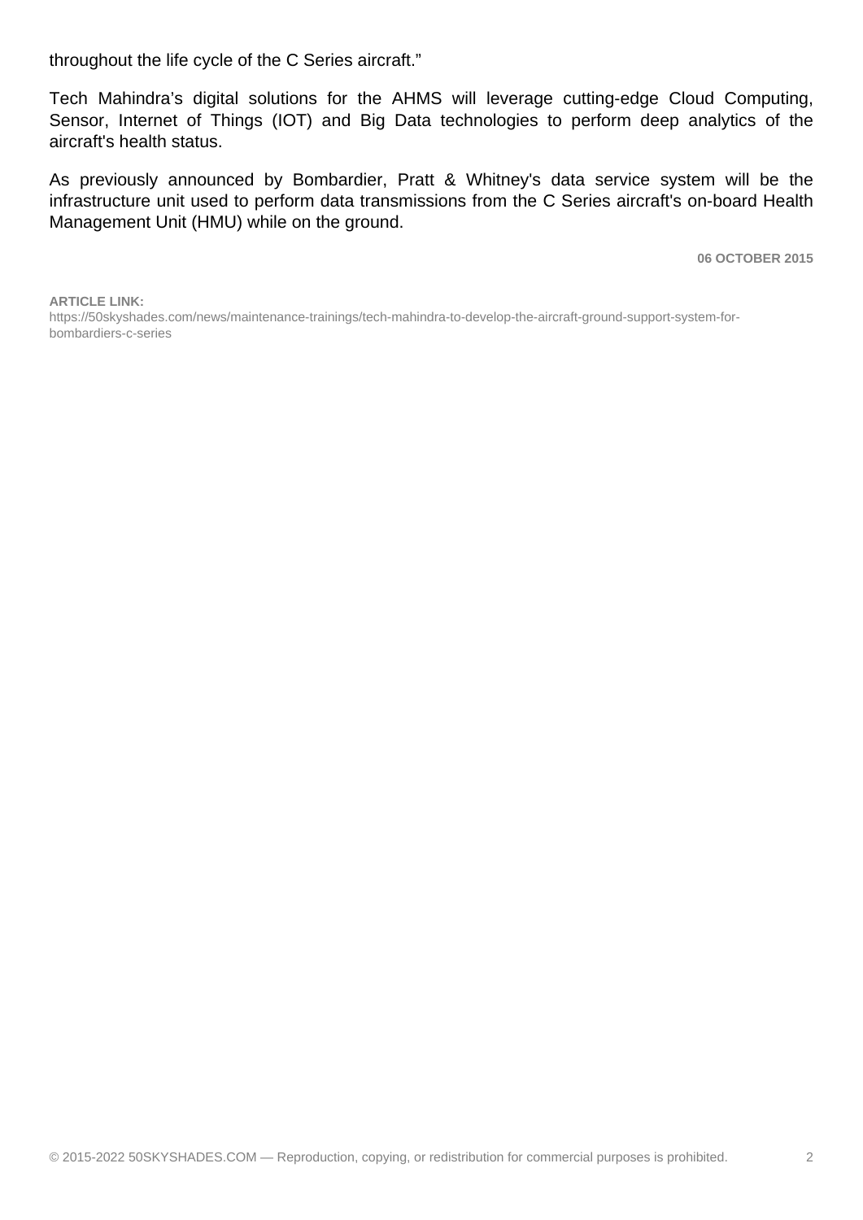throughout the life cycle of the C Series aircraft."

Tech Mahindra's digital solutions for the AHMS will leverage cutting-edge Cloud Computing, Sensor, Internet of Things (IOT) and Big Data technologies to perform deep analytics of the aircraft's health status.

As previously announced by Bombardier, Pratt & Whitney's data service system will be the infrastructure unit used to perform data transmissions from the C Series aircraft's on-board Health Management Unit (HMU) while on the ground.

**06 OCTOBER 2015**

**ARTICLE LINK:**
https://50skyshades.com/news/maintenance-trainings/tech-mahindra-to-develop-the-aircraft-ground-support-system-for-bombardiers-c-series